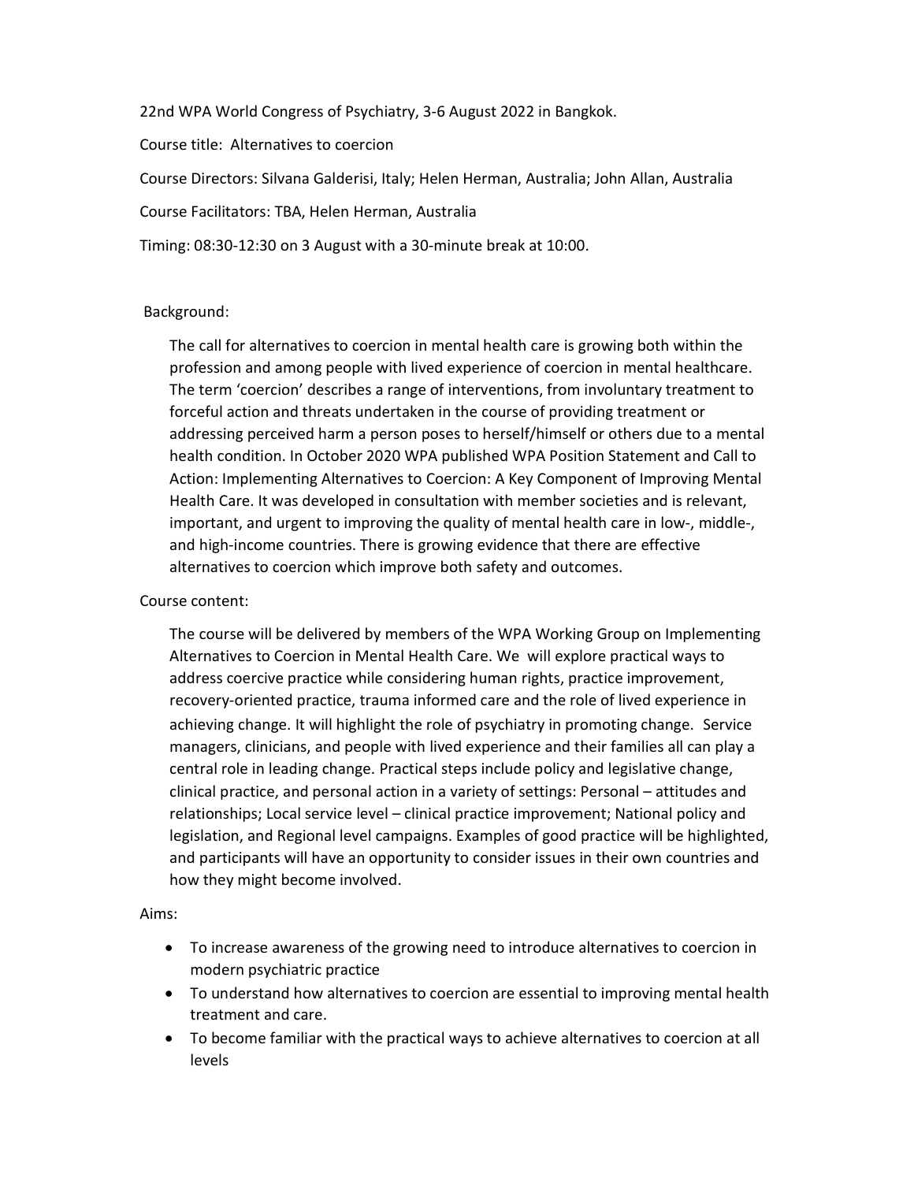22nd WPA World Congress of Psychiatry, 3-6 August 2022 in Bangkok.

Course title: Alternatives to coercion

Course Directors: Silvana Galderisi, Italy; Helen Herman, Australia; John Allan, Australia

Course Facilitators: TBA, Helen Herman, Australia

Timing: 08:30-12:30 on 3 August with a 30-minute break at 10:00.

Background:

The call for alternatives to coercion in mental health care is growing both within the profession and among people with lived experience of coercion in mental healthcare. The term 'coercion' describes a range of interventions, from involuntary treatment to forceful action and threats undertaken in the course of providing treatment or addressing perceived harm a person poses to herself/himself or others due to a mental health condition. In October 2020 WPA published WPA Position Statement and Call to Action: Implementing Alternatives to Coercion: A Key Component of Improving Mental Health Care. It was developed in consultation with member societies and is relevant, important, and urgent to improving the quality of mental health care in low-, middle-, and high-income countries. There is growing evidence that there are effective alternatives to coercion which improve both safety and outcomes.

Course content:

The course will be delivered by members of the WPA Working Group on Implementing Alternatives to Coercion in Mental Health Care. We will explore practical ways to address coercive practice while considering human rights, practice improvement, recovery-oriented practice, trauma informed care and the role of lived experience in achieving change. It will highlight the role of psychiatry in promoting change. Service managers, clinicians, and people with lived experience and their families all can play a central role in leading change. Practical steps include policy and legislative change, clinical practice, and personal action in a variety of settings: Personal – attitudes and relationships; Local service level – clinical practice improvement; National policy and legislation, and Regional level campaigns. Examples of good practice will be highlighted, and participants will have an opportunity to consider issues in their own countries and how they might become involved.

Aims:

- To increase awareness of the growing need to introduce alternatives to coercion in modern psychiatric practice
- To understand how alternatives to coercion are essential to improving mental health treatment and care.
- To become familiar with the practical ways to achieve alternatives to coercion at all levels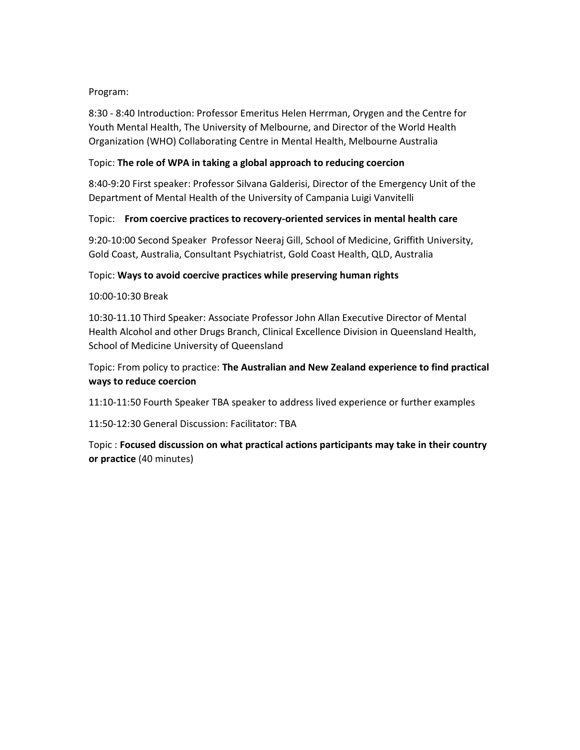Program:

8:30 - 8:40 Introduction: Professor Emeritus Helen Herrman, Orygen and the Centre for Youth Mental Health, The University of Melbourne, and Director of the World Health Organization (WHO) Collaborating Centre in Mental Health, Melbourne Australia

Topic: **The role of WPA in taking a global approach to reducing coercion**

8:40-9:20 First speaker: Professor Silvana Galderisi, Director of the Emergency Unit of the Department of Mental Health of the University of Campania Luigi Vanvitelli

Topic: **From coercive practices to recovery-oriented services in mental health care**

9:20-10:00 Second Speaker Professor Neeraj Gill, School of Medicine, Griffith University, Gold Coast, Australia, Consultant Psychiatrist, Gold Coast Health, QLD, Australia

Topic: **Ways to avoid coercive practices while preserving human rights**

10:00-10:30 Break

10:30-11.10 Third Speaker: Associate Professor John Allan Executive Director of Mental Health Alcohol and other Drugs Branch, Clinical Excellence Division in Queensland Health, School of Medicine University of Queensland

Topic: From policy to practice: **The Australian and New Zealand experience to find practical ways to reduce coercion**

11:10-11:50 Fourth Speaker TBA speaker to address lived experience or further examples

11:50-12:30 General Discussion: Facilitator: TBA

Topic : **Focused discussion on what practical actions participants may take in their country or practice** (40 minutes)